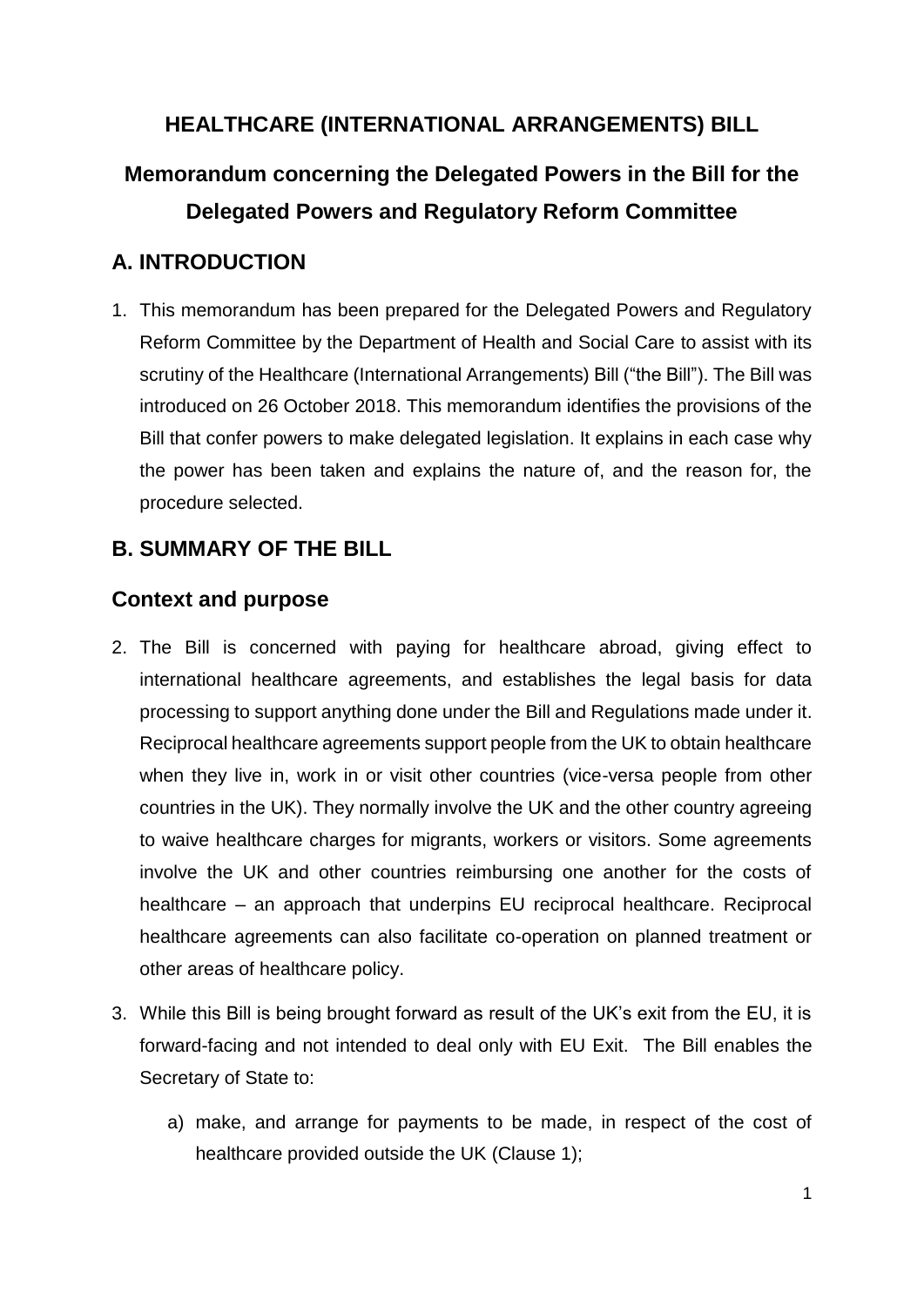# HEALTHCARE (INTERNATIONAL ARRANGEMENTS) BILL

## Memorandum concerning the Delegated Powers in the Bill for the Delegated Powers and Regulatory Reform Committee

## A. INTRODUCTION

1. This memorandum has been prepared for the Delegated Powers and Regulatory Reform Committee by the Department of Health and Social Care to assist with its scrutiny of the Healthcare (International Arrangements) Bill ("the Bill"). The Bill was introduced on 26 October 2018. This memorandum identifies the provisions of the Bill that confer powers to make delegated legislation. It explains in each case why the power has been taken and explains the nature of, and the reason for, the procedure selected.

## B. SUMMARY OF THE BILL

### Context and purpose

2. The Bill is concerned with paying for healthcare abroad, giving effect to international healthcare agreements, and establishes the legal basis for data processing to support anything done under the Bill and Regulations made under it. Reciprocal healthcare agreements support people from the UK to obtain healthcare when they live in, work in or visit other countries (vice-versa people from other countries in the UK). They normally involve the UK and the other country agreeing to waive healthcare charges for migrants, workers or visitors. Some agreements involve the UK and other countries reimbursing one another for the costs of healthcare – an approach that underpins EU reciprocal healthcare. Reciprocal healthcare agreements can also facilitate co-operation on planned treatment or other areas of healthcare policy.

3. While this Bill is being brought forward as result of the UK's exit from the EU, it is forward-facing and not intended to deal only with EU Exit. The Bill enables the Secretary of State to:

    a) make, and arrange for payments to be made, in respect of the cost of healthcare provided outside the UK (Clause 1);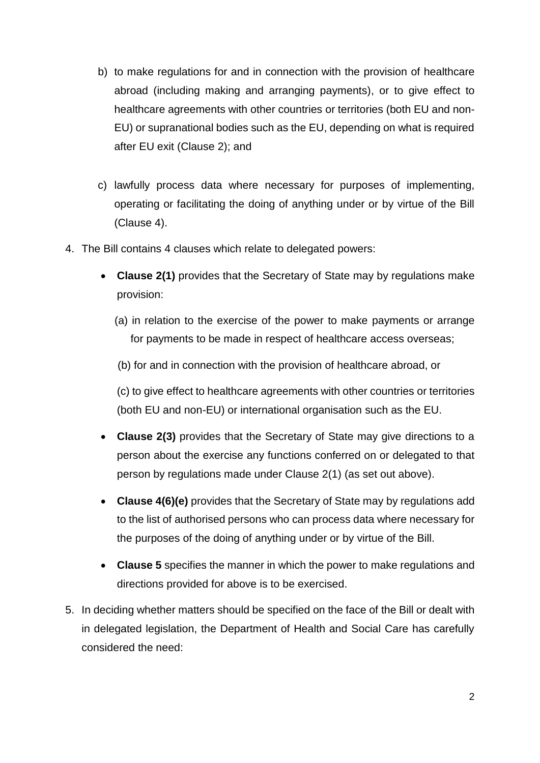b) to make regulations for and in connection with the provision of healthcare abroad (including making and arranging payments), or to give effect to healthcare agreements with other countries or territories (both EU and non-EU) or supranational bodies such as the EU, depending on what is required after EU exit (Clause 2); and

c) lawfully process data where necessary for purposes of implementing, operating or facilitating the doing of anything under or by virtue of the Bill (Clause 4).

4. The Bill contains 4 clauses which relate to delegated powers:

- **Clause 2(1)** provides that the Secretary of State may by regulations make provision:

  (a) in relation to the exercise of the power to make payments or arrange for payments to be made in respect of healthcare access overseas;

  (b) for and in connection with the provision of healthcare abroad, or

  (c) to give effect to healthcare agreements with other countries or territories (both EU and non-EU) or international organisation such as the EU.

- **Clause 2(3)** provides that the Secretary of State may give directions to a person about the exercise any functions conferred on or delegated to that person by regulations made under Clause 2(1) (as set out above).

- **Clause 4(6)(e)** provides that the Secretary of State may by regulations add to the list of authorised persons who can process data where necessary for the purposes of the doing of anything under or by virtue of the Bill.

- **Clause 5** specifies the manner in which the power to make regulations and directions provided for above is to be exercised.

5. In deciding whether matters should be specified on the face of the Bill or dealt with in delegated legislation, the Department of Health and Social Care has carefully considered the need: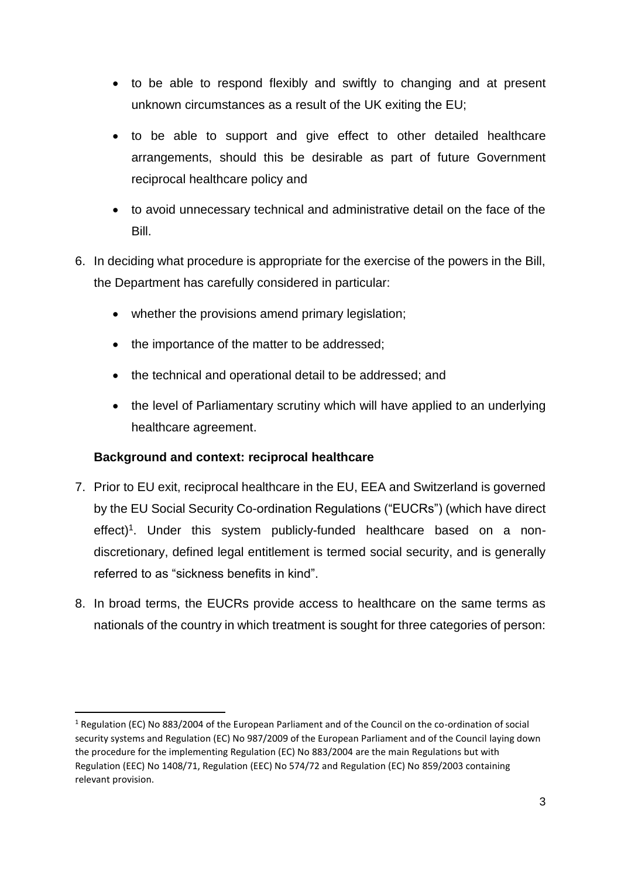- to be able to respond flexibly and swiftly to changing and at present unknown circumstances as a result of the UK exiting the EU;
- to be able to support and give effect to other detailed healthcare arrangements, should this be desirable as part of future Government reciprocal healthcare policy and
- to avoid unnecessary technical and administrative detail on the face of the Bill.

6. In deciding what procedure is appropriate for the exercise of the powers in the Bill, the Department has carefully considered in particular:
    - whether the provisions amend primary legislation;
    - the importance of the matter to be addressed;
    - the technical and operational detail to be addressed; and
    - the level of Parliamentary scrutiny which will have applied to an underlying healthcare agreement.

**Background and context: reciprocal healthcare**

7. Prior to EU exit, reciprocal healthcare in the EU, EEA and Switzerland is governed by the EU Social Security Co-ordination Regulations ("EUCRs") (which have direct effect)[1]. Under this system publicly-funded healthcare based on a non-discretionary, defined legal entitlement is termed social security, and is generally referred to as "sickness benefits in kind".

8. In broad terms, the EUCRs provide access to healthcare on the same terms as nationals of the country in which treatment is sought for three categories of person:

[1] Regulation (EC) No 883/2004 of the European Parliament and of the Council on the co-ordination of social security systems and Regulation (EC) No 987/2009 of the European Parliament and of the Council laying down the procedure for the implementing Regulation (EC) No 883/2004 are the main Regulations but with Regulation (EEC) No 1408/71, Regulation (EEC) No 574/72 and Regulation (EC) No 859/2003 containing relevant provision.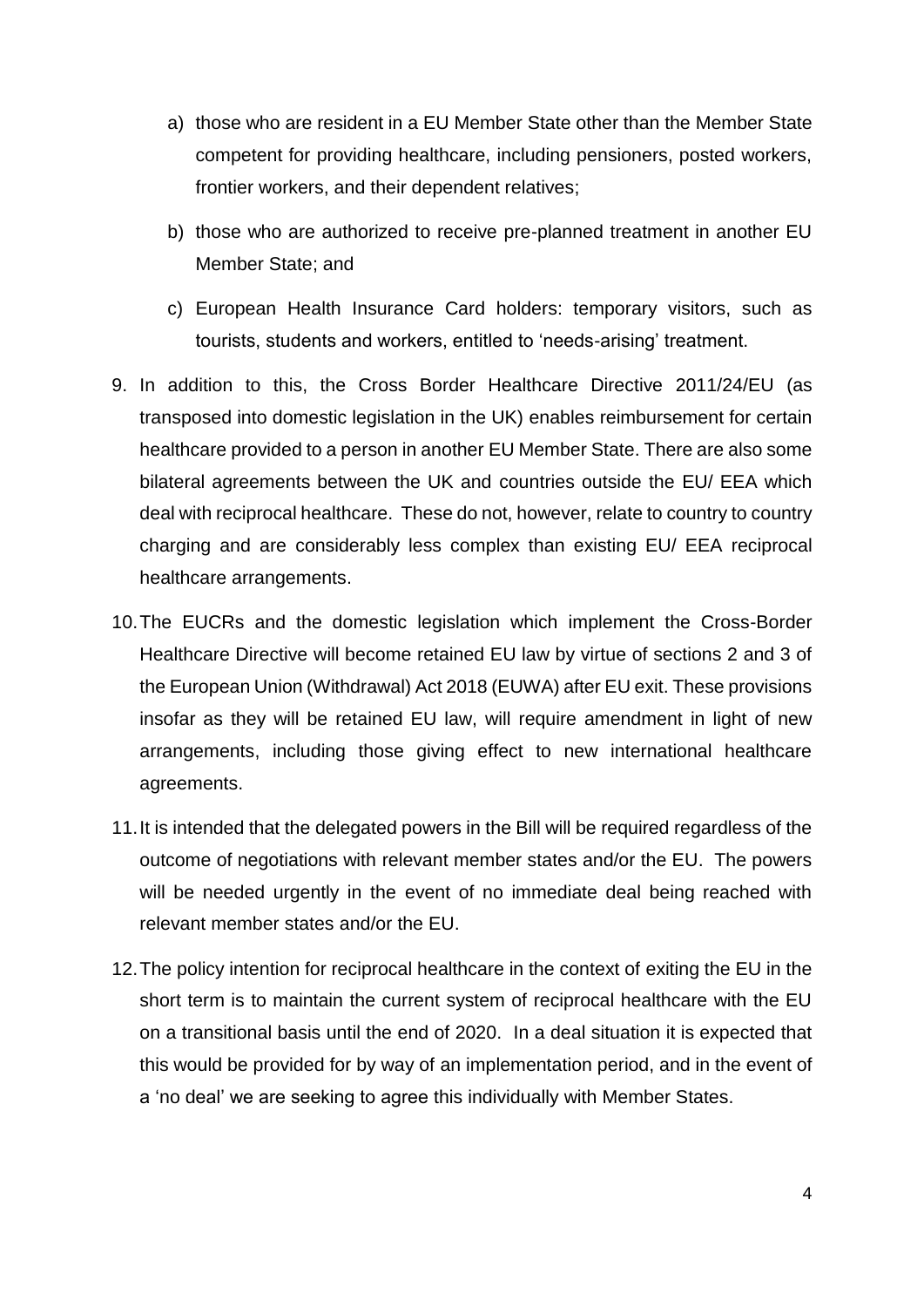a) those who are resident in a EU Member State other than the Member State competent for providing healthcare, including pensioners, posted workers, frontier workers, and their dependent relatives;

b) those who are authorized to receive pre-planned treatment in another EU Member State; and

c) European Health Insurance Card holders: temporary visitors, such as tourists, students and workers, entitled to 'needs-arising' treatment.

9. In addition to this, the Cross Border Healthcare Directive 2011/24/EU (as transposed into domestic legislation in the UK) enables reimbursement for certain healthcare provided to a person in another EU Member State. There are also some bilateral agreements between the UK and countries outside the EU/ EEA which deal with reciprocal healthcare. These do not, however, relate to country to country charging and are considerably less complex than existing EU/ EEA reciprocal healthcare arrangements.

10. The EUCRs and the domestic legislation which implement the Cross-Border Healthcare Directive will become retained EU law by virtue of sections 2 and 3 of the European Union (Withdrawal) Act 2018 (EUWA) after EU exit. These provisions insofar as they will be retained EU law, will require amendment in light of new arrangements, including those giving effect to new international healthcare agreements.

11. It is intended that the delegated powers in the Bill will be required regardless of the outcome of negotiations with relevant member states and/or the EU. The powers will be needed urgently in the event of no immediate deal being reached with relevant member states and/or the EU.

12. The policy intention for reciprocal healthcare in the context of exiting the EU in the short term is to maintain the current system of reciprocal healthcare with the EU on a transitional basis until the end of 2020. In a deal situation it is expected that this would be provided for by way of an implementation period, and in the event of a 'no deal' we are seeking to agree this individually with Member States.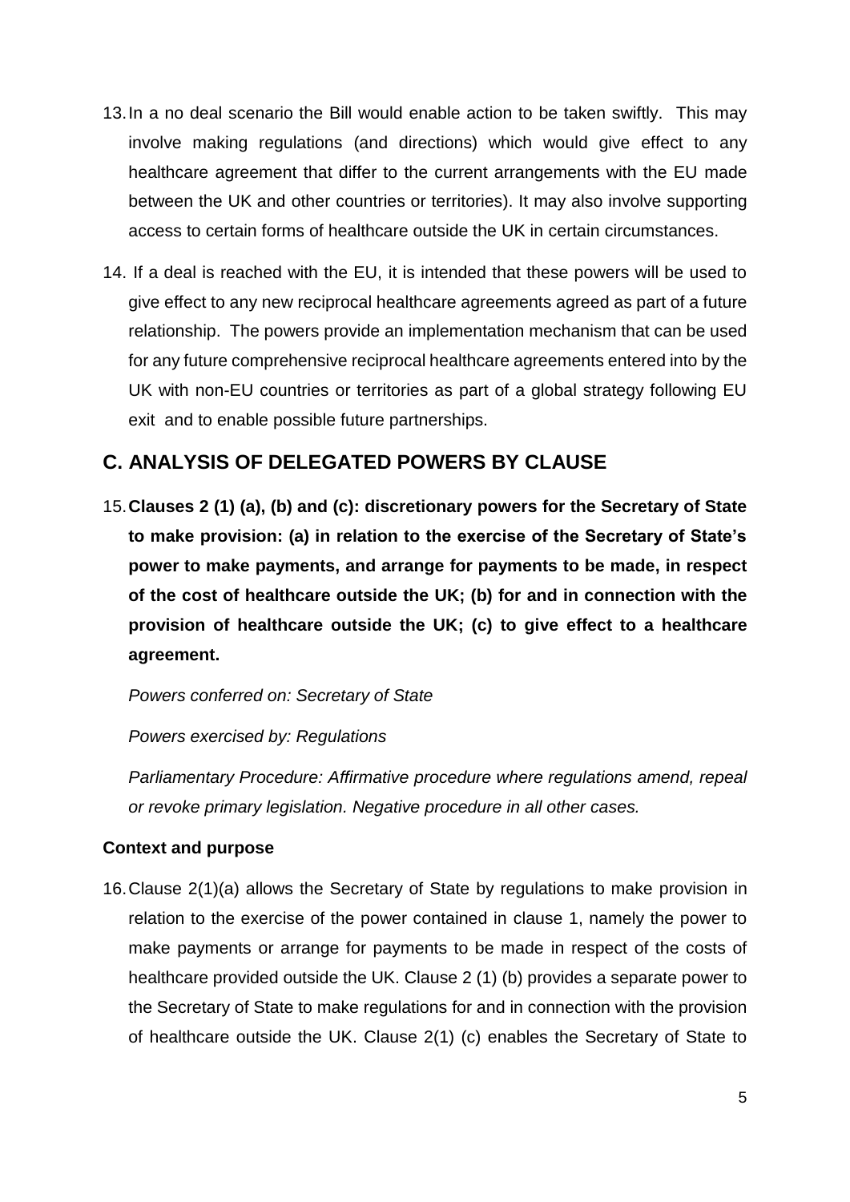13. In a no deal scenario the Bill would enable action to be taken swiftly. This may involve making regulations (and directions) which would give effect to any healthcare agreement that differ to the current arrangements with the EU made between the UK and other countries or territories). It may also involve supporting access to certain forms of healthcare outside the UK in certain circumstances.

14. If a deal is reached with the EU, it is intended that these powers will be used to give effect to any new reciprocal healthcare agreements agreed as part of a future relationship. The powers provide an implementation mechanism that can be used for any future comprehensive reciprocal healthcare agreements entered into by the UK with non-EU countries or territories as part of a global strategy following EU exit and to enable possible future partnerships.

## C. ANALYSIS OF DELEGATED POWERS BY CLAUSE

15. **Clauses 2 (1) (a), (b) and (c): discretionary powers for the Secretary of State to make provision: (a) in relation to the exercise of the Secretary of State's power to make payments, and arrange for payments to be made, in respect of the cost of healthcare outside the UK; (b) for and in connection with the provision of healthcare outside the UK; (c) to give effect to a healthcare agreement.**

    *Powers conferred on: Secretary of State*

    *Powers exercised by: Regulations*

    *Parliamentary Procedure: Affirmative procedure where regulations amend, repeal or revoke primary legislation. Negative procedure in all other cases.*

**Context and purpose**

16. Clause 2(1)(a) allows the Secretary of State by regulations to make provision in relation to the exercise of the power contained in clause 1, namely the power to make payments or arrange for payments to be made in respect of the costs of healthcare provided outside the UK. Clause 2 (1) (b) provides a separate power to the Secretary of State to make regulations for and in connection with the provision of healthcare outside the UK. Clause 2(1) (c) enables the Secretary of State to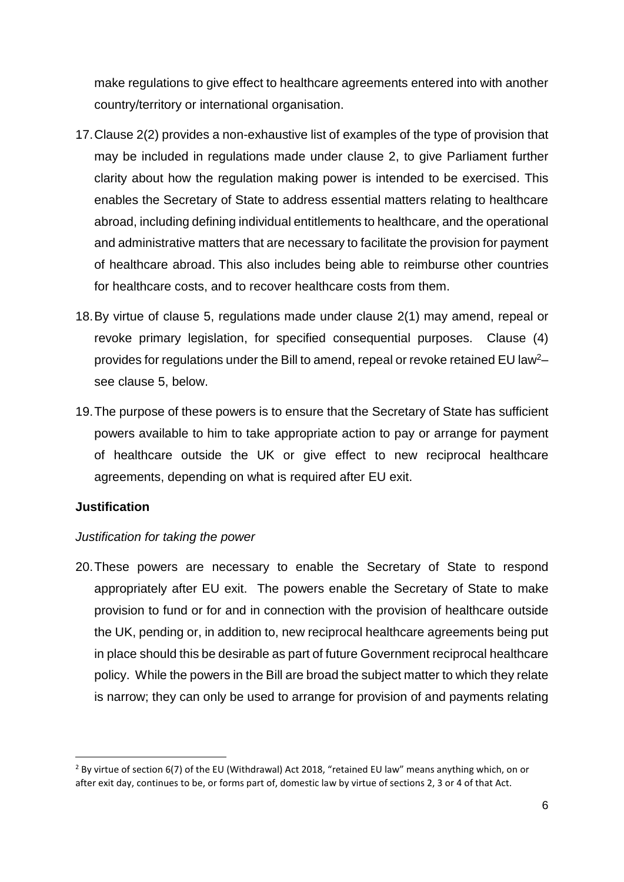make regulations to give effect to healthcare agreements entered into with another country/territory or international organisation.

17. Clause 2(2) provides a non-exhaustive list of examples of the type of provision that may be included in regulations made under clause 2, to give Parliament further clarity about how the regulation making power is intended to be exercised. This enables the Secretary of State to address essential matters relating to healthcare abroad, including defining individual entitlements to healthcare, and the operational and administrative matters that are necessary to facilitate the provision for payment of healthcare abroad. This also includes being able to reimburse other countries for healthcare costs, and to recover healthcare costs from them.

18. By virtue of clause 5, regulations made under clause 2(1) may amend, repeal or revoke primary legislation, for specified consequential purposes. Clause (4) provides for regulations under the Bill to amend, repeal or revoke retained EU law[2]– see clause 5, below.

19. The purpose of these powers is to ensure that the Secretary of State has sufficient powers available to him to take appropriate action to pay or arrange for payment of healthcare outside the UK or give effect to new reciprocal healthcare agreements, depending on what is required after EU exit.

**Justification**

*Justification for taking the power*

20. These powers are necessary to enable the Secretary of State to respond appropriately after EU exit. The powers enable the Secretary of State to make provision to fund or for and in connection with the provision of healthcare outside the UK, pending or, in addition to, new reciprocal healthcare agreements being put in place should this be desirable as part of future Government reciprocal healthcare policy. While the powers in the Bill are broad the subject matter to which they relate is narrow; they can only be used to arrange for provision of and payments relating

---

[2] By virtue of section 6(7) of the EU (Withdrawal) Act 2018, "retained EU law" means anything which, on or after exit day, continues to be, or forms part of, domestic law by virtue of sections 2, 3 or 4 of that Act.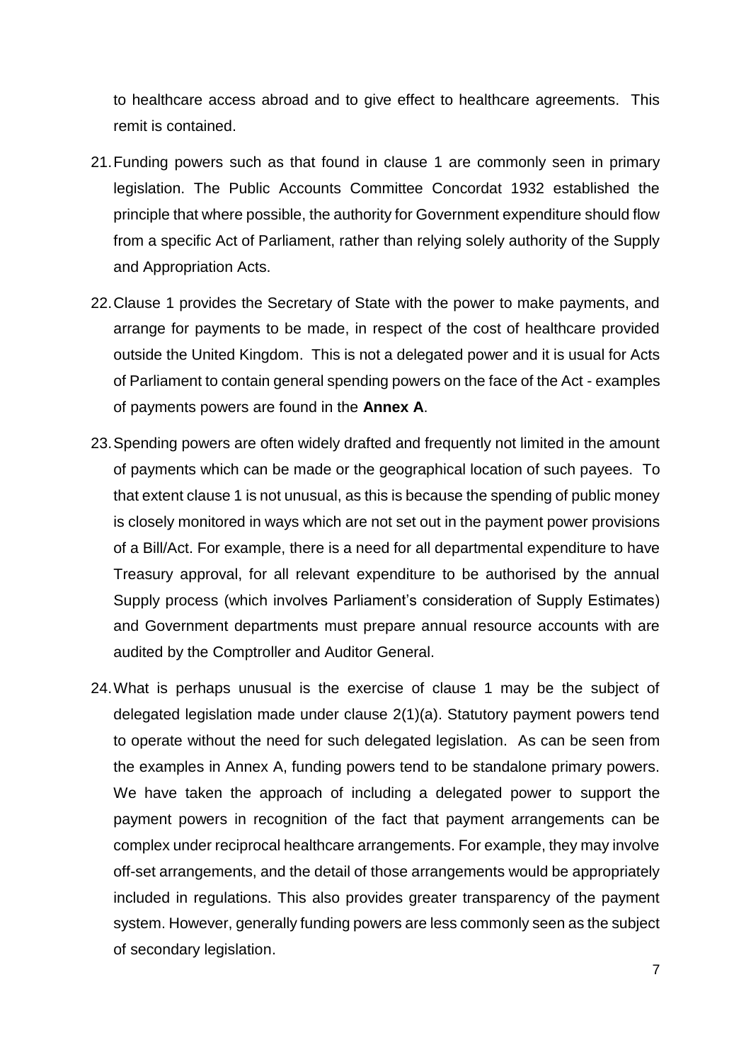to healthcare access abroad and to give effect to healthcare agreements. This remit is contained.

21. Funding powers such as that found in clause 1 are commonly seen in primary legislation. The Public Accounts Committee Concordat 1932 established the principle that where possible, the authority for Government expenditure should flow from a specific Act of Parliament, rather than relying solely authority of the Supply and Appropriation Acts.

22. Clause 1 provides the Secretary of State with the power to make payments, and arrange for payments to be made, in respect of the cost of healthcare provided outside the United Kingdom. This is not a delegated power and it is usual for Acts of Parliament to contain general spending powers on the face of the Act - examples of payments powers are found in the **Annex A**.

23. Spending powers are often widely drafted and frequently not limited in the amount of payments which can be made or the geographical location of such payees. To that extent clause 1 is not unusual, as this is because the spending of public money is closely monitored in ways which are not set out in the payment power provisions of a Bill/Act. For example, there is a need for all departmental expenditure to have Treasury approval, for all relevant expenditure to be authorised by the annual Supply process (which involves Parliament's consideration of Supply Estimates) and Government departments must prepare annual resource accounts with are audited by the Comptroller and Auditor General.

24. What is perhaps unusual is the exercise of clause 1 may be the subject of delegated legislation made under clause 2(1)(a). Statutory payment powers tend to operate without the need for such delegated legislation. As can be seen from the examples in Annex A, funding powers tend to be standalone primary powers. We have taken the approach of including a delegated power to support the payment powers in recognition of the fact that payment arrangements can be complex under reciprocal healthcare arrangements. For example, they may involve off-set arrangements, and the detail of those arrangements would be appropriately included in regulations. This also provides greater transparency of the payment system. However, generally funding powers are less commonly seen as the subject of secondary legislation.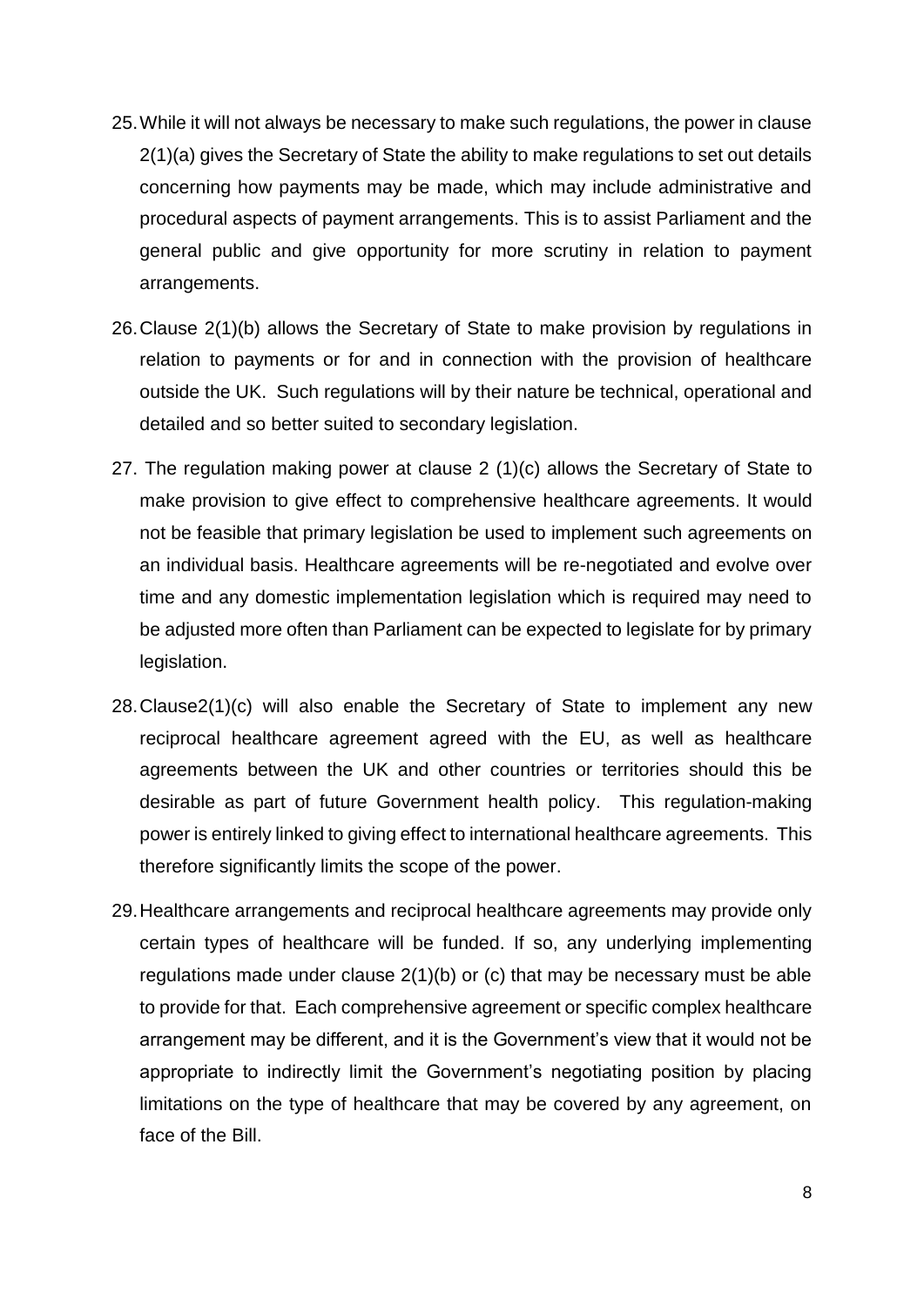25. While it will not always be necessary to make such regulations, the power in clause 2(1)(a) gives the Secretary of State the ability to make regulations to set out details concerning how payments may be made, which may include administrative and procedural aspects of payment arrangements. This is to assist Parliament and the general public and give opportunity for more scrutiny in relation to payment arrangements.

26. Clause 2(1)(b) allows the Secretary of State to make provision by regulations in relation to payments or for and in connection with the provision of healthcare outside the UK. Such regulations will by their nature be technical, operational and detailed and so better suited to secondary legislation.

27. The regulation making power at clause 2 (1)(c) allows the Secretary of State to make provision to give effect to comprehensive healthcare agreements. It would not be feasible that primary legislation be used to implement such agreements on an individual basis. Healthcare agreements will be re-negotiated and evolve over time and any domestic implementation legislation which is required may need to be adjusted more often than Parliament can be expected to legislate for by primary legislation.

28. Clause2(1)(c) will also enable the Secretary of State to implement any new reciprocal healthcare agreement agreed with the EU, as well as healthcare agreements between the UK and other countries or territories should this be desirable as part of future Government health policy. This regulation-making power is entirely linked to giving effect to international healthcare agreements. This therefore significantly limits the scope of the power.

29. Healthcare arrangements and reciprocal healthcare agreements may provide only certain types of healthcare will be funded. If so, any underlying implementing regulations made under clause 2(1)(b) or (c) that may be necessary must be able to provide for that. Each comprehensive agreement or specific complex healthcare arrangement may be different, and it is the Government's view that it would not be appropriate to indirectly limit the Government's negotiating position by placing limitations on the type of healthcare that may be covered by any agreement, on face of the Bill.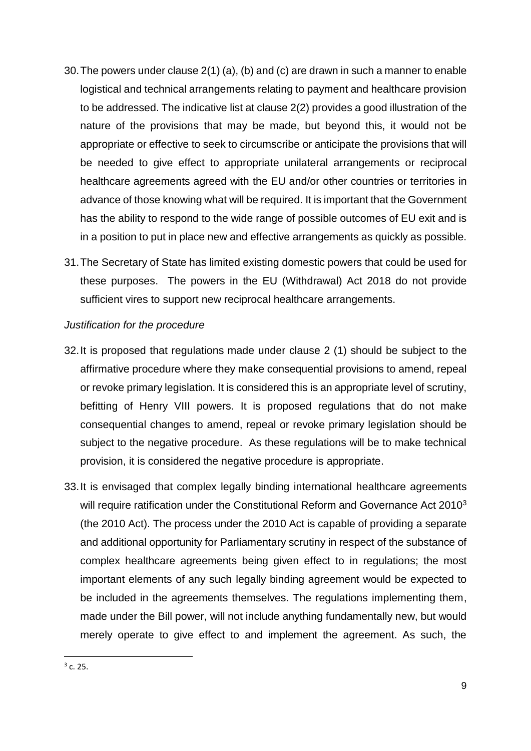30. The powers under clause 2(1) (a), (b) and (c) are drawn in such a manner to enable logistical and technical arrangements relating to payment and healthcare provision to be addressed. The indicative list at clause 2(2) provides a good illustration of the nature of the provisions that may be made, but beyond this, it would not be appropriate or effective to seek to circumscribe or anticipate the provisions that will be needed to give effect to appropriate unilateral arrangements or reciprocal healthcare agreements agreed with the EU and/or other countries or territories in advance of those knowing what will be required. It is important that the Government has the ability to respond to the wide range of possible outcomes of EU exit and is in a position to put in place new and effective arrangements as quickly as possible.

31. The Secretary of State has limited existing domestic powers that could be used for these purposes. The powers in the EU (Withdrawal) Act 2018 do not provide sufficient vires to support new reciprocal healthcare arrangements.

*Justification for the procedure*

32. It is proposed that regulations made under clause 2 (1) should be subject to the affirmative procedure where they make consequential provisions to amend, repeal or revoke primary legislation. It is considered this is an appropriate level of scrutiny, befitting of Henry VIII powers. It is proposed regulations that do not make consequential changes to amend, repeal or revoke primary legislation should be subject to the negative procedure. As these regulations will be to make technical provision, it is considered the negative procedure is appropriate.

33. It is envisaged that complex legally binding international healthcare agreements will require ratification under the Constitutional Reform and Governance Act 2010[3] (the 2010 Act). The process under the 2010 Act is capable of providing a separate and additional opportunity for Parliamentary scrutiny in respect of the substance of complex healthcare agreements being given effect to in regulations; the most important elements of any such legally binding agreement would be expected to be included in the agreements themselves. The regulations implementing them, made under the Bill power, will not include anything fundamentally new, but would merely operate to give effect to and implement the agreement. As such, the

[3] c. 25.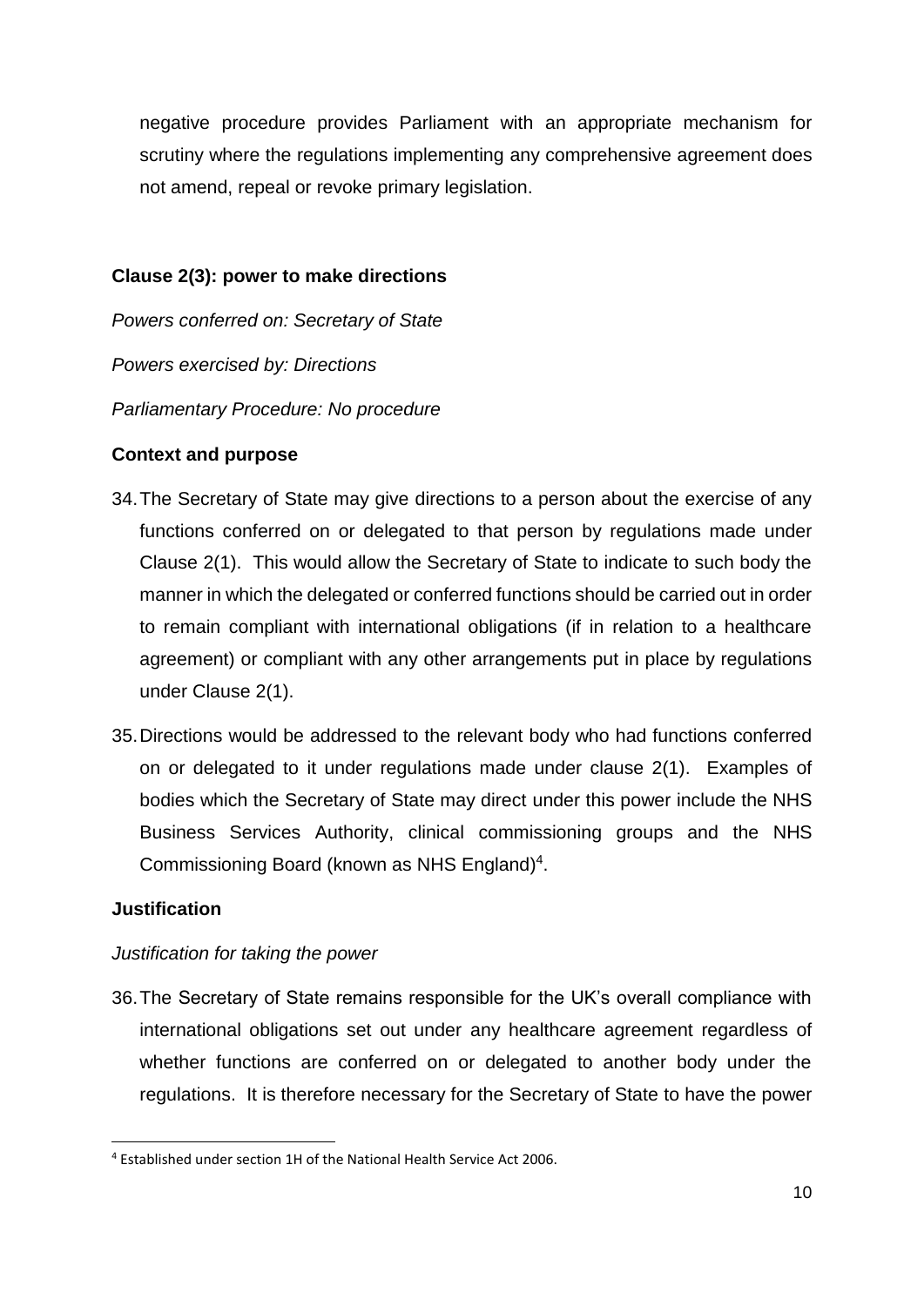negative procedure provides Parliament with an appropriate mechanism for scrutiny where the regulations implementing any comprehensive agreement does not amend, repeal or revoke primary legislation.

**Clause 2(3): power to make directions**

*Powers conferred on: Secretary of State*

*Powers exercised by: Directions*

*Parliamentary Procedure: No procedure*

**Context and purpose**

34. The Secretary of State may give directions to a person about the exercise of any functions conferred on or delegated to that person by regulations made under Clause 2(1). This would allow the Secretary of State to indicate to such body the manner in which the delegated or conferred functions should be carried out in order to remain compliant with international obligations (if in relation to a healthcare agreement) or compliant with any other arrangements put in place by regulations under Clause 2(1).

35. Directions would be addressed to the relevant body who had functions conferred on or delegated to it under regulations made under clause 2(1). Examples of bodies which the Secretary of State may direct under this power include the NHS Business Services Authority, clinical commissioning groups and the NHS Commissioning Board (known as NHS England)[4].

**Justification**

*Justification for taking the power*

36. The Secretary of State remains responsible for the UK's overall compliance with international obligations set out under any healthcare agreement regardless of whether functions are conferred on or delegated to another body under the regulations. It is therefore necessary for the Secretary of State to have the power

[4] Established under section 1H of the National Health Service Act 2006.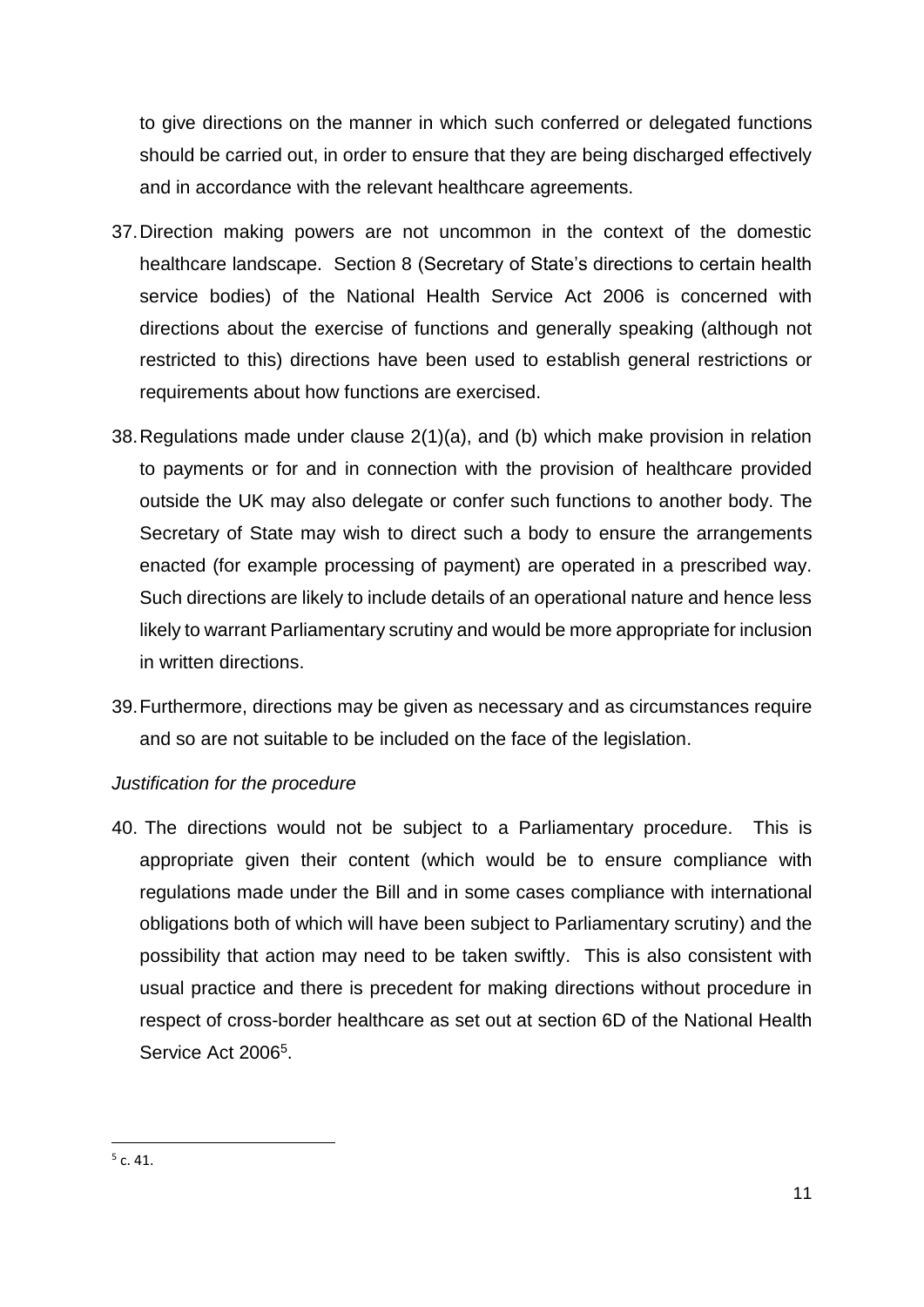to give directions on the manner in which such conferred or delegated functions should be carried out, in order to ensure that they are being discharged effectively and in accordance with the relevant healthcare agreements.

37. Direction making powers are not uncommon in the context of the domestic healthcare landscape. Section 8 (Secretary of State's directions to certain health service bodies) of the National Health Service Act 2006 is concerned with directions about the exercise of functions and generally speaking (although not restricted to this) directions have been used to establish general restrictions or requirements about how functions are exercised.

38. Regulations made under clause 2(1)(a), and (b) which make provision in relation to payments or for and in connection with the provision of healthcare provided outside the UK may also delegate or confer such functions to another body. The Secretary of State may wish to direct such a body to ensure the arrangements enacted (for example processing of payment) are operated in a prescribed way. Such directions are likely to include details of an operational nature and hence less likely to warrant Parliamentary scrutiny and would be more appropriate for inclusion in written directions.

39. Furthermore, directions may be given as necessary and as circumstances require and so are not suitable to be included on the face of the legislation.

*Justification for the procedure*

40. The directions would not be subject to a Parliamentary procedure. This is appropriate given their content (which would be to ensure compliance with regulations made under the Bill and in some cases compliance with international obligations both of which will have been subject to Parliamentary scrutiny) and the possibility that action may need to be taken swiftly. This is also consistent with usual practice and there is precedent for making directions without procedure in respect of cross-border healthcare as set out at section 6D of the National Health Service Act 2006[5].

---

[5] c. 41.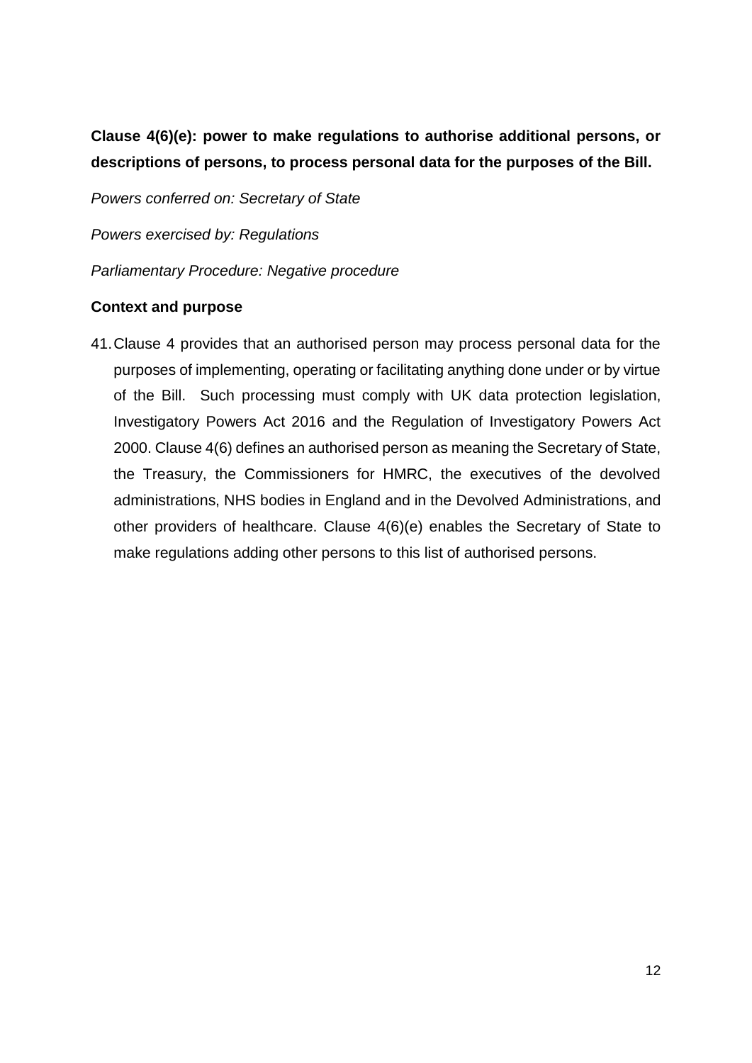**Clause 4(6)(e): power to make regulations to authorise additional persons, or descriptions of persons, to process personal data for the purposes of the Bill.**

*Powers conferred on: Secretary of State*

*Powers exercised by: Regulations*

*Parliamentary Procedure: Negative procedure*

**Context and purpose**

41. Clause 4 provides that an authorised person may process personal data for the purposes of implementing, operating or facilitating anything done under or by virtue of the Bill. Such processing must comply with UK data protection legislation, Investigatory Powers Act 2016 and the Regulation of Investigatory Powers Act 2000. Clause 4(6) defines an authorised person as meaning the Secretary of State, the Treasury, the Commissioners for HMRC, the executives of the devolved administrations, NHS bodies in England and in the Devolved Administrations, and other providers of healthcare. Clause 4(6)(e) enables the Secretary of State to make regulations adding other persons to this list of authorised persons.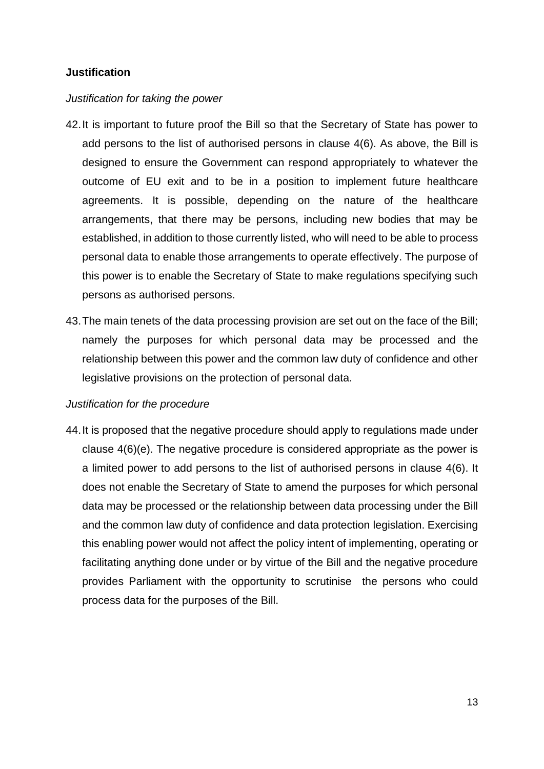**Justification**

*Justification for taking the power*

42. It is important to future proof the Bill so that the Secretary of State has power to add persons to the list of authorised persons in clause 4(6). As above, the Bill is designed to ensure the Government can respond appropriately to whatever the outcome of EU exit and to be in a position to implement future healthcare agreements. It is possible, depending on the nature of the healthcare arrangements, that there may be persons, including new bodies that may be established, in addition to those currently listed, who will need to be able to process personal data to enable those arrangements to operate effectively. The purpose of this power is to enable the Secretary of State to make regulations specifying such persons as authorised persons.

43. The main tenets of the data processing provision are set out on the face of the Bill; namely the purposes for which personal data may be processed and the relationship between this power and the common law duty of confidence and other legislative provisions on the protection of personal data.

*Justification for the procedure*

44. It is proposed that the negative procedure should apply to regulations made under clause 4(6)(e). The negative procedure is considered appropriate as the power is a limited power to add persons to the list of authorised persons in clause 4(6). It does not enable the Secretary of State to amend the purposes for which personal data may be processed or the relationship between data processing under the Bill and the common law duty of confidence and data protection legislation. Exercising this enabling power would not affect the policy intent of implementing, operating or facilitating anything done under or by virtue of the Bill and the negative procedure provides Parliament with the opportunity to scrutinise the persons who could process data for the purposes of the Bill.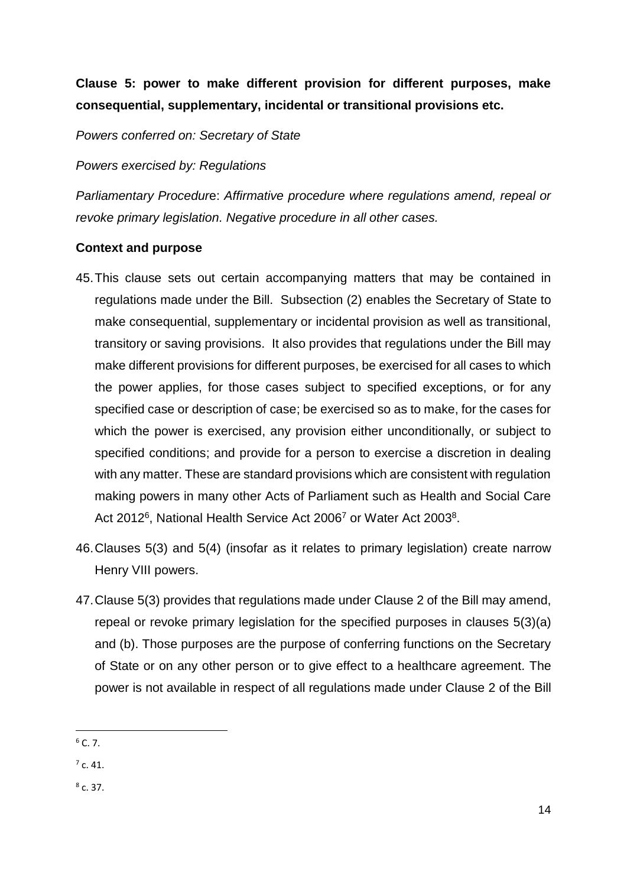**Clause 5: power to make different provision for different purposes, make consequential, supplementary, incidental or transitional provisions etc.**

*Powers conferred on: Secretary of State*

*Powers exercised by: Regulations*

*Parliamentary Procedure*: *Affirmative procedure where regulations amend, repeal or revoke primary legislation. Negative procedure in all other cases.*

**Context and purpose**

45. This clause sets out certain accompanying matters that may be contained in regulations made under the Bill. Subsection (2) enables the Secretary of State to make consequential, supplementary or incidental provision as well as transitional, transitory or saving provisions. It also provides that regulations under the Bill may make different provisions for different purposes, be exercised for all cases to which the power applies, for those cases subject to specified exceptions, or for any specified case or description of case; be exercised so as to make, for the cases for which the power is exercised, any provision either unconditionally, or subject to specified conditions; and provide for a person to exercise a discretion in dealing with any matter. These are standard provisions which are consistent with regulation making powers in many other Acts of Parliament such as Health and Social Care Act 2012[6], National Health Service Act 2006[7] or Water Act 2003[8].

46. Clauses 5(3) and 5(4) (insofar as it relates to primary legislation) create narrow Henry VIII powers.

47. Clause 5(3) provides that regulations made under Clause 2 of the Bill may amend, repeal or revoke primary legislation for the specified purposes in clauses 5(3)(a) and (b). Those purposes are the purpose of conferring functions on the Secretary of State or on any other person or to give effect to a healthcare agreement. The power is not available in respect of all regulations made under Clause 2 of the Bill

---

[6] C. 7.

[7] c. 41.

[8] c. 37.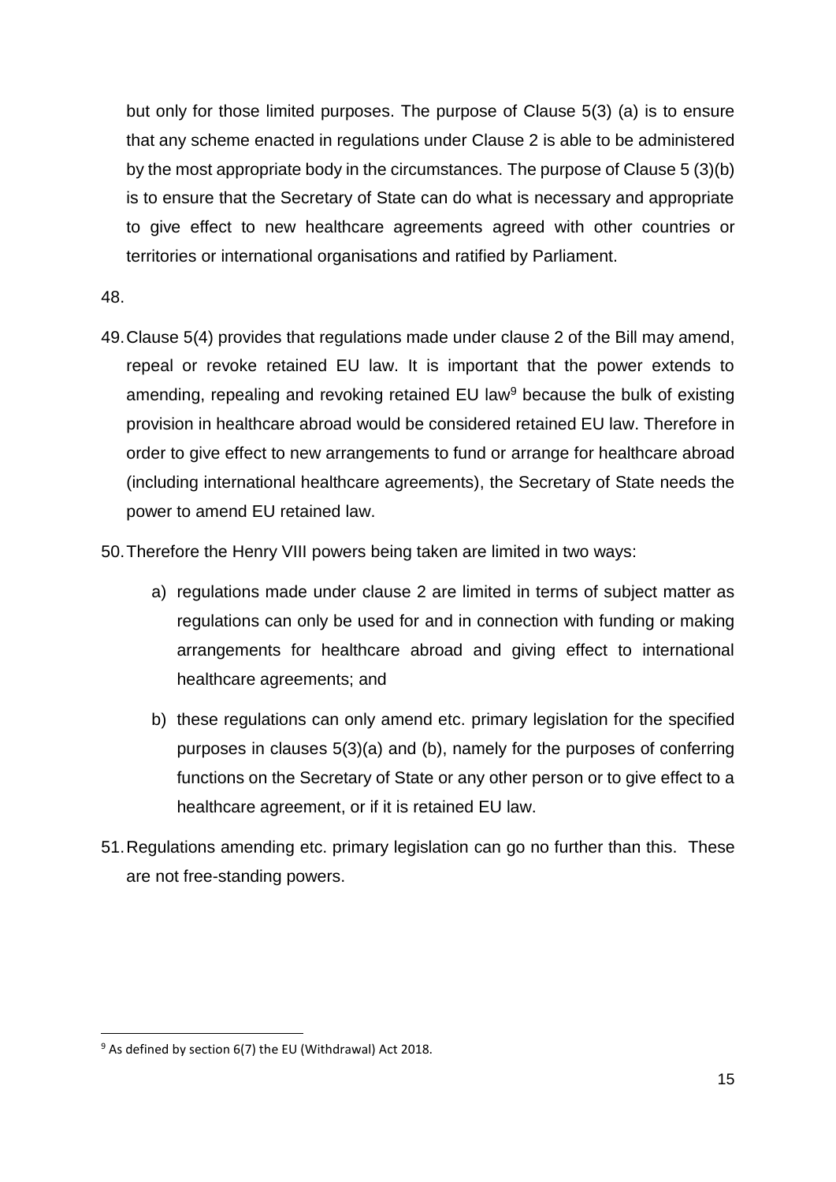but only for those limited purposes. The purpose of Clause 5(3) (a) is to ensure that any scheme enacted in regulations under Clause 2 is able to be administered by the most appropriate body in the circumstances. The purpose of Clause 5 (3)(b) is to ensure that the Secretary of State can do what is necessary and appropriate to give effect to new healthcare agreements agreed with other countries or territories or international organisations and ratified by Parliament.

48.

49. Clause 5(4) provides that regulations made under clause 2 of the Bill may amend, repeal or revoke retained EU law. It is important that the power extends to amending, repealing and revoking retained EU law[9] because the bulk of existing provision in healthcare abroad would be considered retained EU law. Therefore in order to give effect to new arrangements to fund or arrange for healthcare abroad (including international healthcare agreements), the Secretary of State needs the power to amend EU retained law.

50. Therefore the Henry VIII powers being taken are limited in two ways:

   a) regulations made under clause 2 are limited in terms of subject matter as regulations can only be used for and in connection with funding or making arrangements for healthcare abroad and giving effect to international healthcare agreements; and

   b) these regulations can only amend etc. primary legislation for the specified purposes in clauses 5(3)(a) and (b), namely for the purposes of conferring functions on the Secretary of State or any other person or to give effect to a healthcare agreement, or if it is retained EU law.

51. Regulations amending etc. primary legislation can go no further than this. These are not free-standing powers.

---

[9] As defined by section 6(7) the EU (Withdrawal) Act 2018.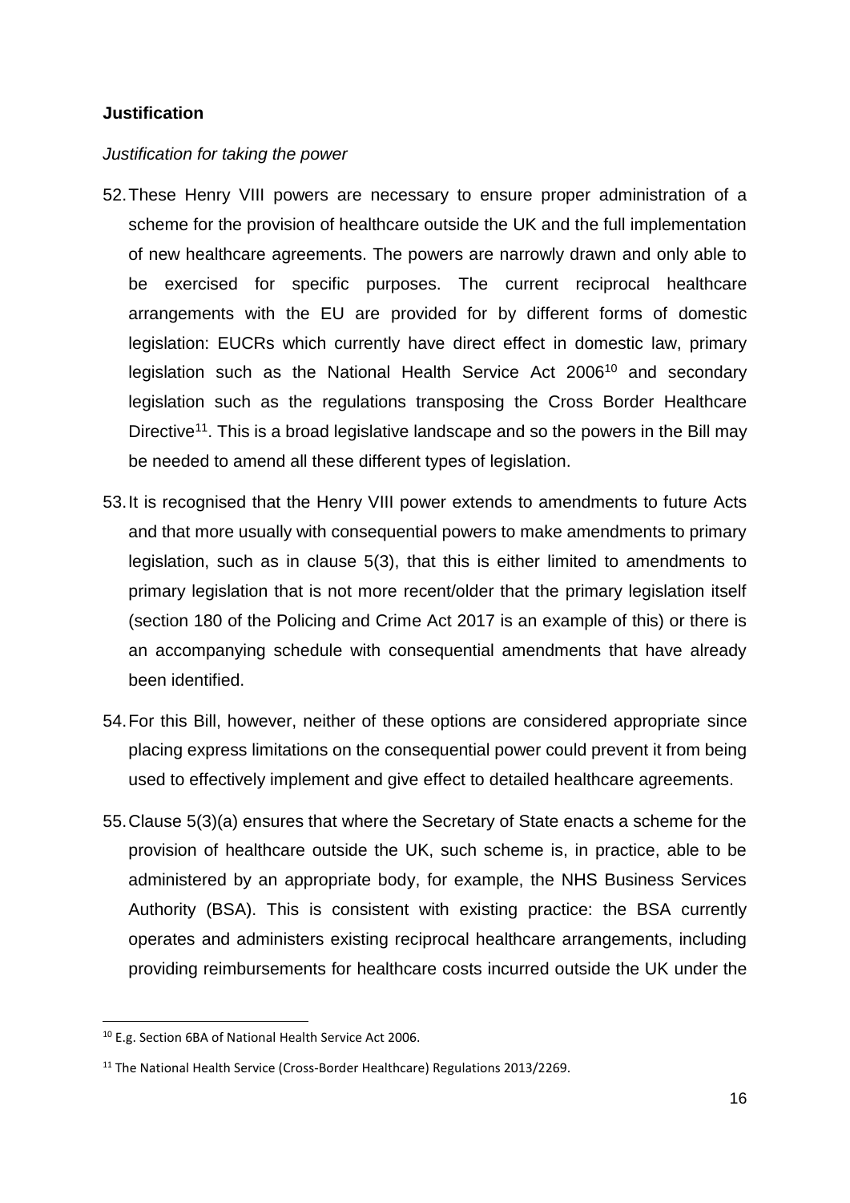**Justification**

*Justification for taking the power*

52. These Henry VIII powers are necessary to ensure proper administration of a scheme for the provision of healthcare outside the UK and the full implementation of new healthcare agreements. The powers are narrowly drawn and only able to be exercised for specific purposes. The current reciprocal healthcare arrangements with the EU are provided for by different forms of domestic legislation: EUCRs which currently have direct effect in domestic law, primary legislation such as the National Health Service Act 2006[10] and secondary legislation such as the regulations transposing the Cross Border Healthcare Directive[11]. This is a broad legislative landscape and so the powers in the Bill may be needed to amend all these different types of legislation.

53. It is recognised that the Henry VIII power extends to amendments to future Acts and that more usually with consequential powers to make amendments to primary legislation, such as in clause 5(3), that this is either limited to amendments to primary legislation that is not more recent/older that the primary legislation itself (section 180 of the Policing and Crime Act 2017 is an example of this) or there is an accompanying schedule with consequential amendments that have already been identified.

54. For this Bill, however, neither of these options are considered appropriate since placing express limitations on the consequential power could prevent it from being used to effectively implement and give effect to detailed healthcare agreements.

55. Clause 5(3)(a) ensures that where the Secretary of State enacts a scheme for the provision of healthcare outside the UK, such scheme is, in practice, able to be administered by an appropriate body, for example, the NHS Business Services Authority (BSA). This is consistent with existing practice: the BSA currently operates and administers existing reciprocal healthcare arrangements, including providing reimbursements for healthcare costs incurred outside the UK under the

---

[10] E.g. Section 6BA of National Health Service Act 2006.

[11] The National Health Service (Cross-Border Healthcare) Regulations 2013/2269.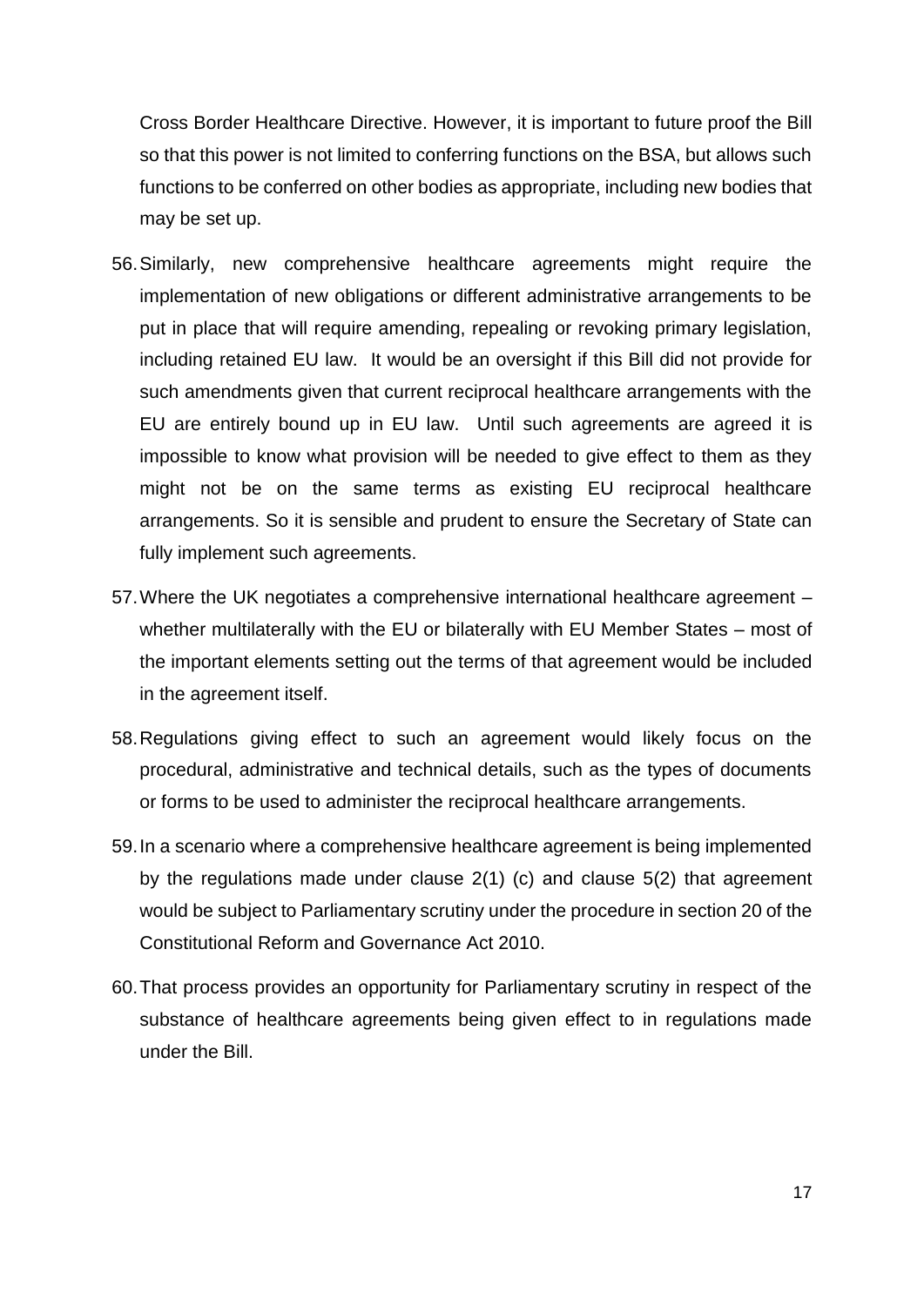Cross Border Healthcare Directive. However, it is important to future proof the Bill so that this power is not limited to conferring functions on the BSA, but allows such functions to be conferred on other bodies as appropriate, including new bodies that may be set up.

56. Similarly, new comprehensive healthcare agreements might require the implementation of new obligations or different administrative arrangements to be put in place that will require amending, repealing or revoking primary legislation, including retained EU law. It would be an oversight if this Bill did not provide for such amendments given that current reciprocal healthcare arrangements with the EU are entirely bound up in EU law. Until such agreements are agreed it is impossible to know what provision will be needed to give effect to them as they might not be on the same terms as existing EU reciprocal healthcare arrangements. So it is sensible and prudent to ensure the Secretary of State can fully implement such agreements.

57. Where the UK negotiates a comprehensive international healthcare agreement – whether multilaterally with the EU or bilaterally with EU Member States – most of the important elements setting out the terms of that agreement would be included in the agreement itself.

58. Regulations giving effect to such an agreement would likely focus on the procedural, administrative and technical details, such as the types of documents or forms to be used to administer the reciprocal healthcare arrangements.

59. In a scenario where a comprehensive healthcare agreement is being implemented by the regulations made under clause 2(1) (c) and clause 5(2) that agreement would be subject to Parliamentary scrutiny under the procedure in section 20 of the Constitutional Reform and Governance Act 2010.

60. That process provides an opportunity for Parliamentary scrutiny in respect of the substance of healthcare agreements being given effect to in regulations made under the Bill.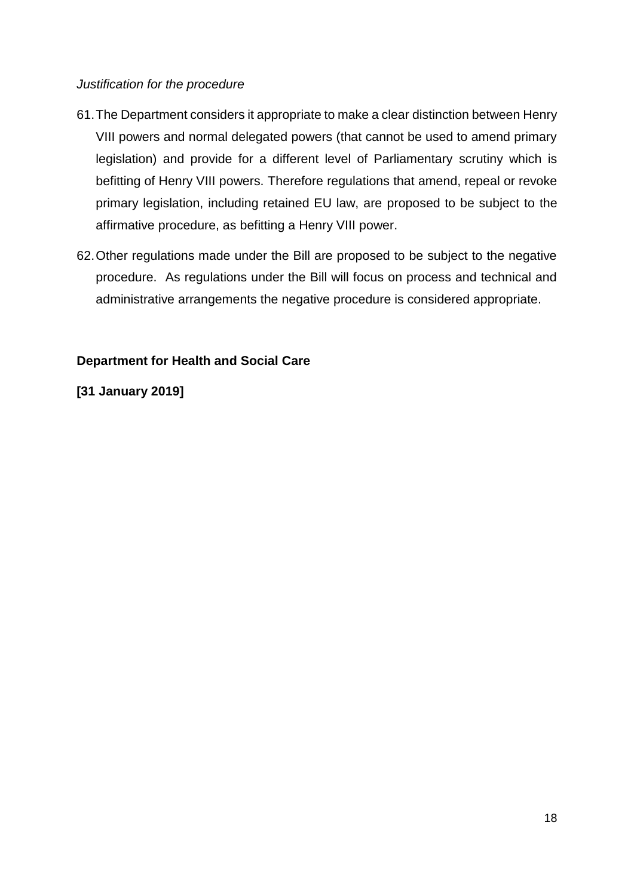*Justification for the procedure*

61. The Department considers it appropriate to make a clear distinction between Henry VIII powers and normal delegated powers (that cannot be used to amend primary legislation) and provide for a different level of Parliamentary scrutiny which is befitting of Henry VIII powers. Therefore regulations that amend, repeal or revoke primary legislation, including retained EU law, are proposed to be subject to the affirmative procedure, as befitting a Henry VIII power.

62. Other regulations made under the Bill are proposed to be subject to the negative procedure. As regulations under the Bill will focus on process and technical and administrative arrangements the negative procedure is considered appropriate.

**Department for Health and Social Care**

**[31 January 2019]**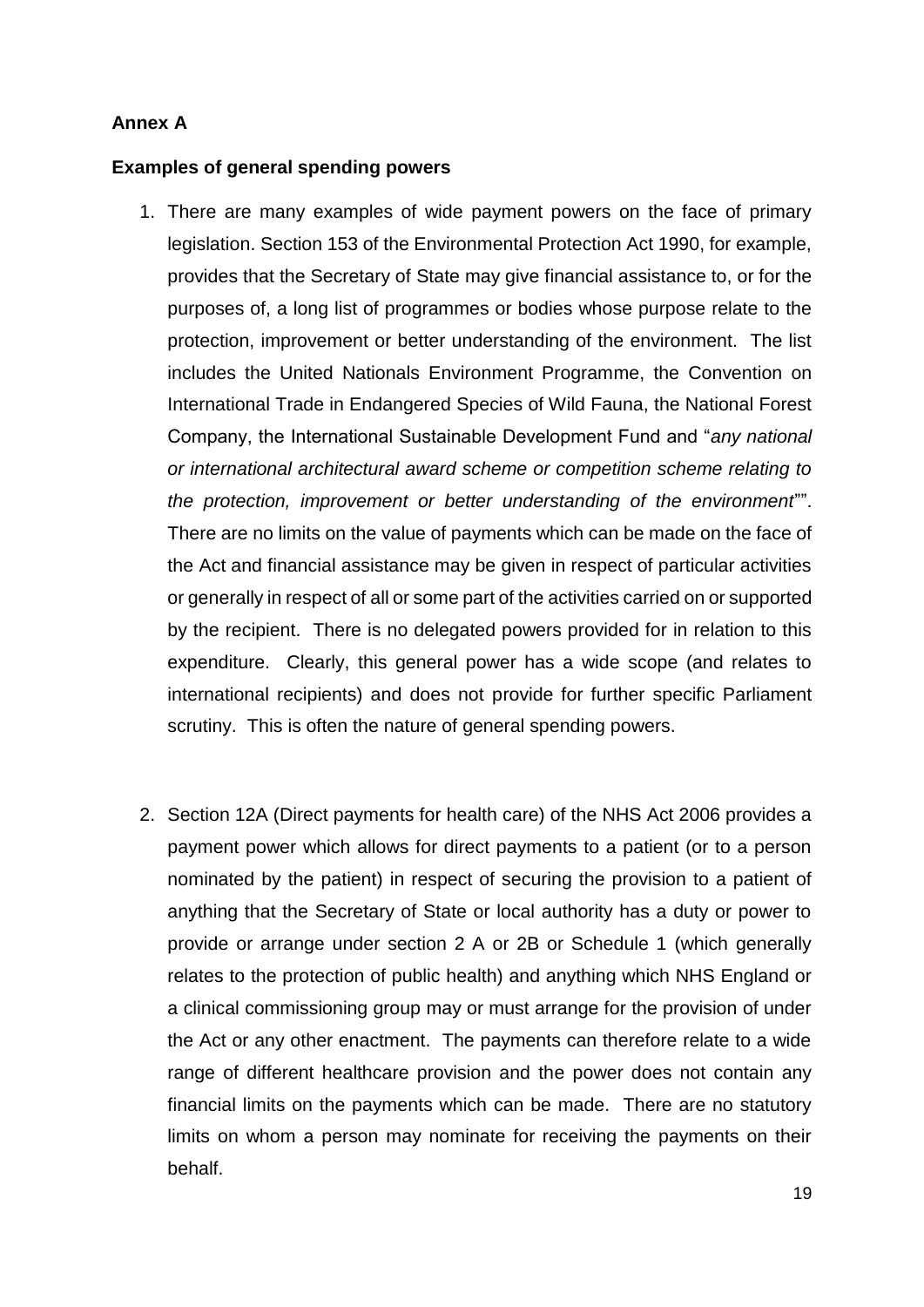**Annex A**

**Examples of general spending powers**

1. There are many examples of wide payment powers on the face of primary legislation. Section 153 of the Environmental Protection Act 1990, for example, provides that the Secretary of State may give financial assistance to, or for the purposes of, a long list of programmes or bodies whose purpose relate to the protection, improvement or better understanding of the environment. The list includes the United Nationals Environment Programme, the Convention on International Trade in Endangered Species of Wild Fauna, the National Forest Company, the International Sustainable Development Fund and "*any national or international architectural award scheme or competition scheme relating to the protection, improvement or better understanding of the environment*"". There are no limits on the value of payments which can be made on the face of the Act and financial assistance may be given in respect of particular activities or generally in respect of all or some part of the activities carried on or supported by the recipient. There is no delegated powers provided for in relation to this expenditure. Clearly, this general power has a wide scope (and relates to international recipients) and does not provide for further specific Parliament scrutiny. This is often the nature of general spending powers.

2. Section 12A (Direct payments for health care) of the NHS Act 2006 provides a payment power which allows for direct payments to a patient (or to a person nominated by the patient) in respect of securing the provision to a patient of anything that the Secretary of State or local authority has a duty or power to provide or arrange under section 2 A or 2B or Schedule 1 (which generally relates to the protection of public health) and anything which NHS England or a clinical commissioning group may or must arrange for the provision of under the Act or any other enactment. The payments can therefore relate to a wide range of different healthcare provision and the power does not contain any financial limits on the payments which can be made. There are no statutory limits on whom a person may nominate for receiving the payments on their behalf.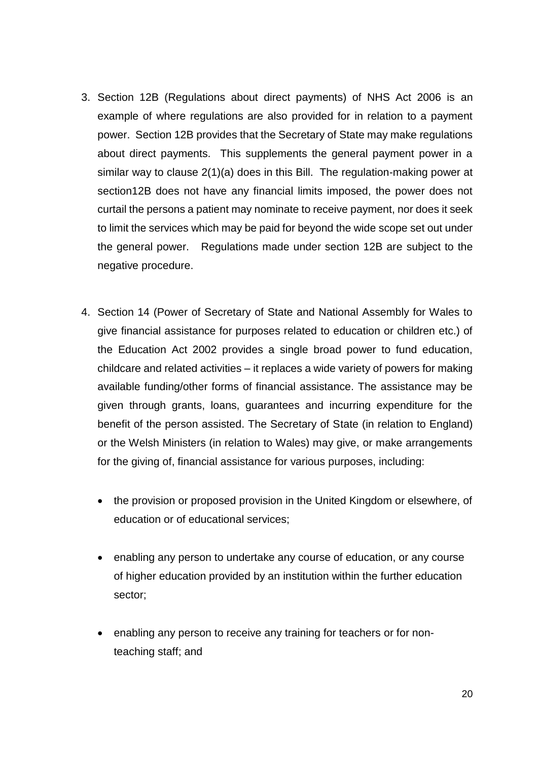3. Section 12B (Regulations about direct payments) of NHS Act 2006 is an example of where regulations are also provided for in relation to a payment power. Section 12B provides that the Secretary of State may make regulations about direct payments. This supplements the general payment power in a similar way to clause 2(1)(a) does in this Bill. The regulation-making power at section12B does not have any financial limits imposed, the power does not curtail the persons a patient may nominate to receive payment, nor does it seek to limit the services which may be paid for beyond the wide scope set out under the general power. Regulations made under section 12B are subject to the negative procedure.

4. Section 14 (Power of Secretary of State and National Assembly for Wales to give financial assistance for purposes related to education or children etc.) of the Education Act 2002 provides a single broad power to fund education, childcare and related activities – it replaces a wide variety of powers for making available funding/other forms of financial assistance. The assistance may be given through grants, loans, guarantees and incurring expenditure for the benefit of the person assisted. The Secretary of State (in relation to England) or the Welsh Ministers (in relation to Wales) may give, or make arrangements for the giving of, financial assistance for various purposes, including:

   - the provision or proposed provision in the United Kingdom or elsewhere, of education or of educational services;

   - enabling any person to undertake any course of education, or any course of higher education provided by an institution within the further education sector;

   - enabling any person to receive any training for teachers or for non-teaching staff; and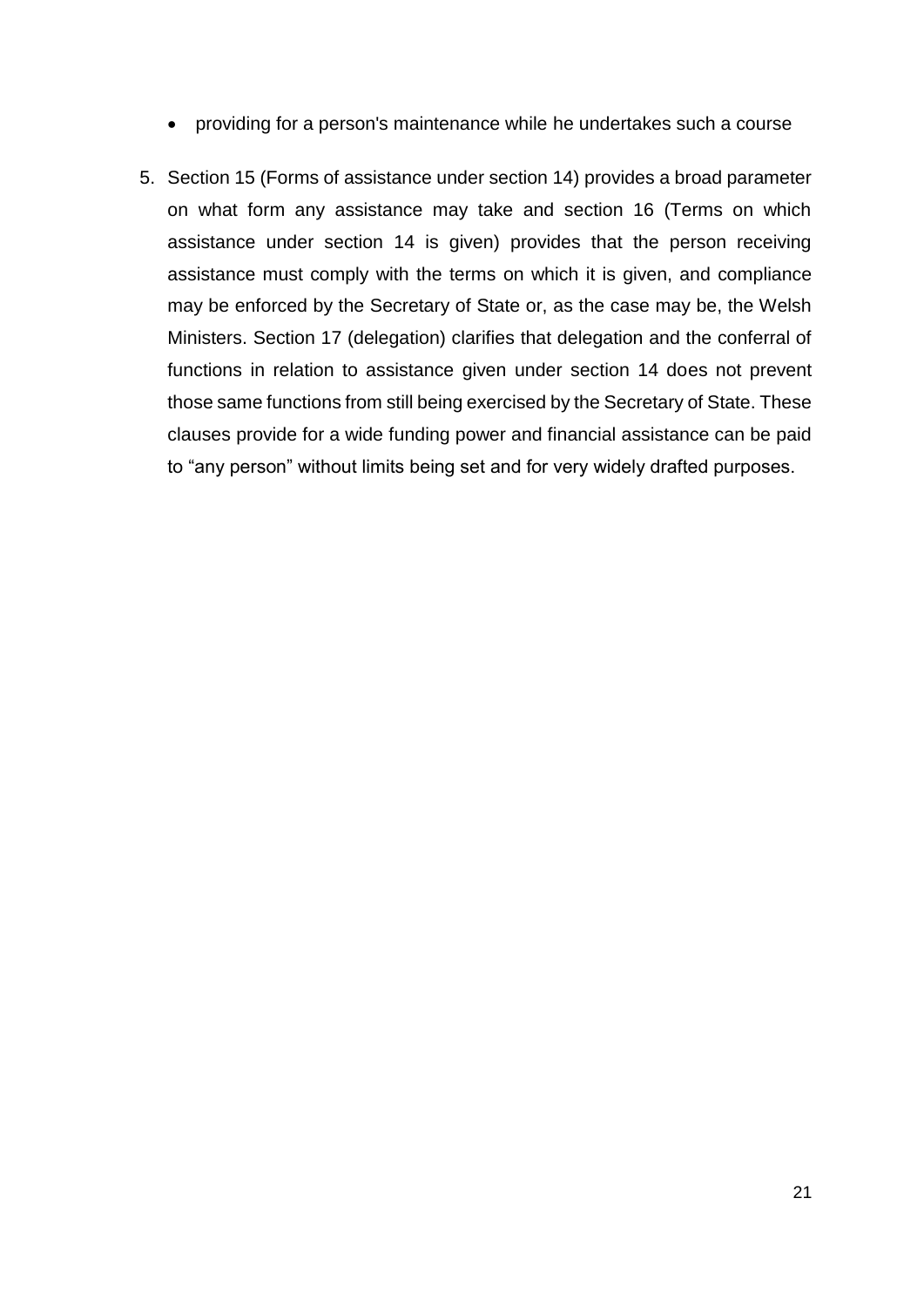- providing for a person's maintenance while he undertakes such a course

5. Section 15 (Forms of assistance under section 14) provides a broad parameter on what form any assistance may take and section 16 (Terms on which assistance under section 14 is given) provides that the person receiving assistance must comply with the terms on which it is given, and compliance may be enforced by the Secretary of State or, as the case may be, the Welsh Ministers. Section 17 (delegation) clarifies that delegation and the conferral of functions in relation to assistance given under section 14 does not prevent those same functions from still being exercised by the Secretary of State. These clauses provide for a wide funding power and financial assistance can be paid to "any person" without limits being set and for very widely drafted purposes.